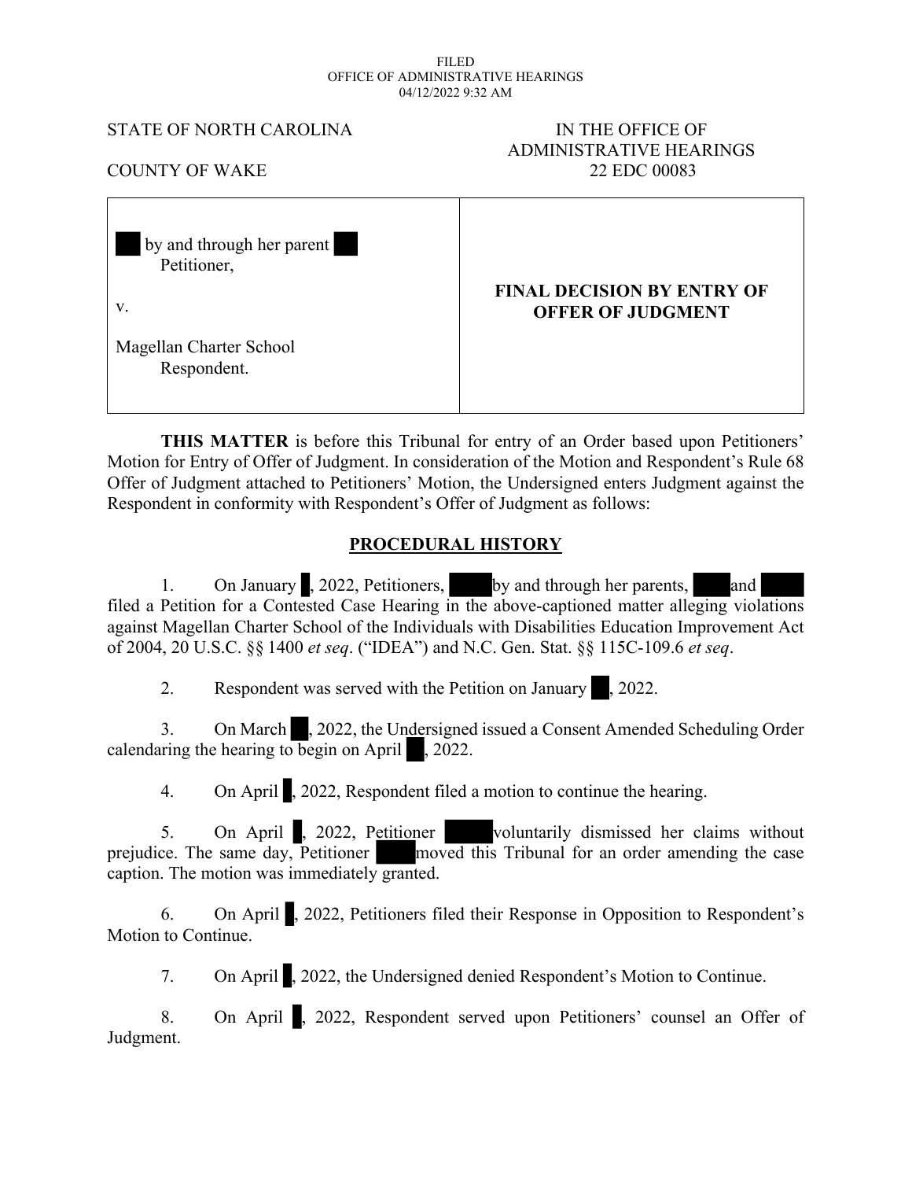FILED
OFFICE OF ADMINISTRATIVE HEARINGS
04/12/2022 9:32 AM

STATE OF NORTH CAROLINA

COUNTY OF WAKE

IN THE OFFICE OF
ADMINISTRATIVE HEARINGS
22 EDC 00083

| | |
|---|---|
| ███ by and through her parent ███<br>Petitioner,<br><br>v.<br><br>Magellan Charter School<br>Respondent. | **FINAL DECISION BY ENTRY OF OFFER OF JUDGMENT** |

**THIS MATTER** is before this Tribunal for entry of an Order based upon Petitioners' Motion for Entry of Offer of Judgment. In consideration of the Motion and Respondent's Rule 68 Offer of Judgment attached to Petitioners' Motion, the Undersigned enters Judgment against the Respondent in conformity with Respondent's Offer of Judgment as follows:

## PROCEDURAL HISTORY

1. On January █, 2022, Petitioners, ███ by and through her parents, ███ and ███ filed a Petition for a Contested Case Hearing in the above-captioned matter alleging violations against Magellan Charter School of the Individuals with Disabilities Education Improvement Act of 2004, 20 U.S.C. §§ 1400 *et seq*. ("IDEA") and N.C. Gen. Stat. §§ 115C-109.6 *et seq*.

2. Respondent was served with the Petition on January █, 2022.

3. On March █, 2022, the Undersigned issued a Consent Amended Scheduling Order calendaring the hearing to begin on April █, 2022.

4. On April █, 2022, Respondent filed a motion to continue the hearing.

5. On April █, 2022, Petitioner ███ voluntarily dismissed her claims without prejudice. The same day, Petitioner ███ moved this Tribunal for an order amending the case caption. The motion was immediately granted.

6. On April █, 2022, Petitioners filed their Response in Opposition to Respondent's Motion to Continue.

7. On April █, 2022, the Undersigned denied Respondent's Motion to Continue.

8. On April █, 2022, Respondent served upon Petitioners' counsel an Offer of Judgment.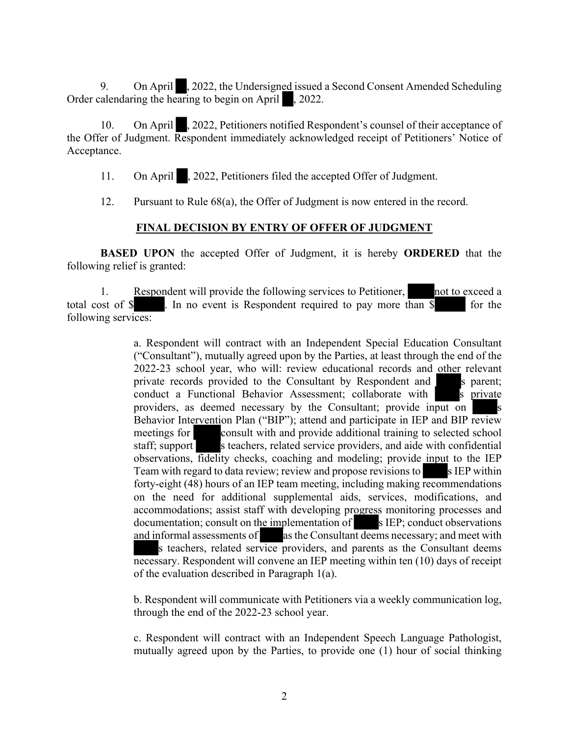9. On April ██, 2022, the Undersigned issued a Second Consent Amended Scheduling Order calendaring the hearing to begin on April ██, 2022.

10. On April ██, 2022, Petitioners notified Respondent's counsel of their acceptance of the Offer of Judgment. Respondent immediately acknowledged receipt of Petitioners' Notice of Acceptance.

11. On April ██, 2022, Petitioners filed the accepted Offer of Judgment.

12. Pursuant to Rule 68(a), the Offer of Judgment is now entered in the record.

**<u>FINAL DECISION BY ENTRY OF OFFER OF JUDGMENT</u>**

**BASED UPON** the accepted Offer of Judgment, it is hereby **ORDERED** that the following relief is granted:

1. Respondent will provide the following services to Petitioner, ████ not to exceed a total cost of $████. In no event is Respondent required to pay more than $████ for the following services:

> a. Respondent will contract with an Independent Special Education Consultant ("Consultant"), mutually agreed upon by the Parties, at least through the end of the 2022-23 school year, who will: review educational records and other relevant private records provided to the Consultant by Respondent and ████s parent; conduct a Functional Behavior Assessment; collaborate with ████s private providers, as deemed necessary by the Consultant; provide input on ████s Behavior Intervention Plan ("BIP"); attend and participate in IEP and BIP review meetings for ████ consult with and provide additional training to selected school staff; support ████s teachers, related service providers, and aide with confidential observations, fidelity checks, coaching and modeling; provide input to the IEP Team with regard to data review; review and propose revisions to ████s IEP within forty-eight (48) hours of an IEP team meeting, including making recommendations on the need for additional supplemental aids, services, modifications, and accommodations; assist staff with developing progress monitoring processes and documentation; consult on the implementation of ████s IEP; conduct observations and informal assessments of ████ as the Consultant deems necessary; and meet with ████s teachers, related service providers, and parents as the Consultant deems necessary. Respondent will convene an IEP meeting within ten (10) days of receipt of the evaluation described in Paragraph 1(a).
>
> b. Respondent will communicate with Petitioners via a weekly communication log, through the end of the 2022-23 school year.
>
> c. Respondent will contract with an Independent Speech Language Pathologist, mutually agreed upon by the Parties, to provide one (1) hour of social thinking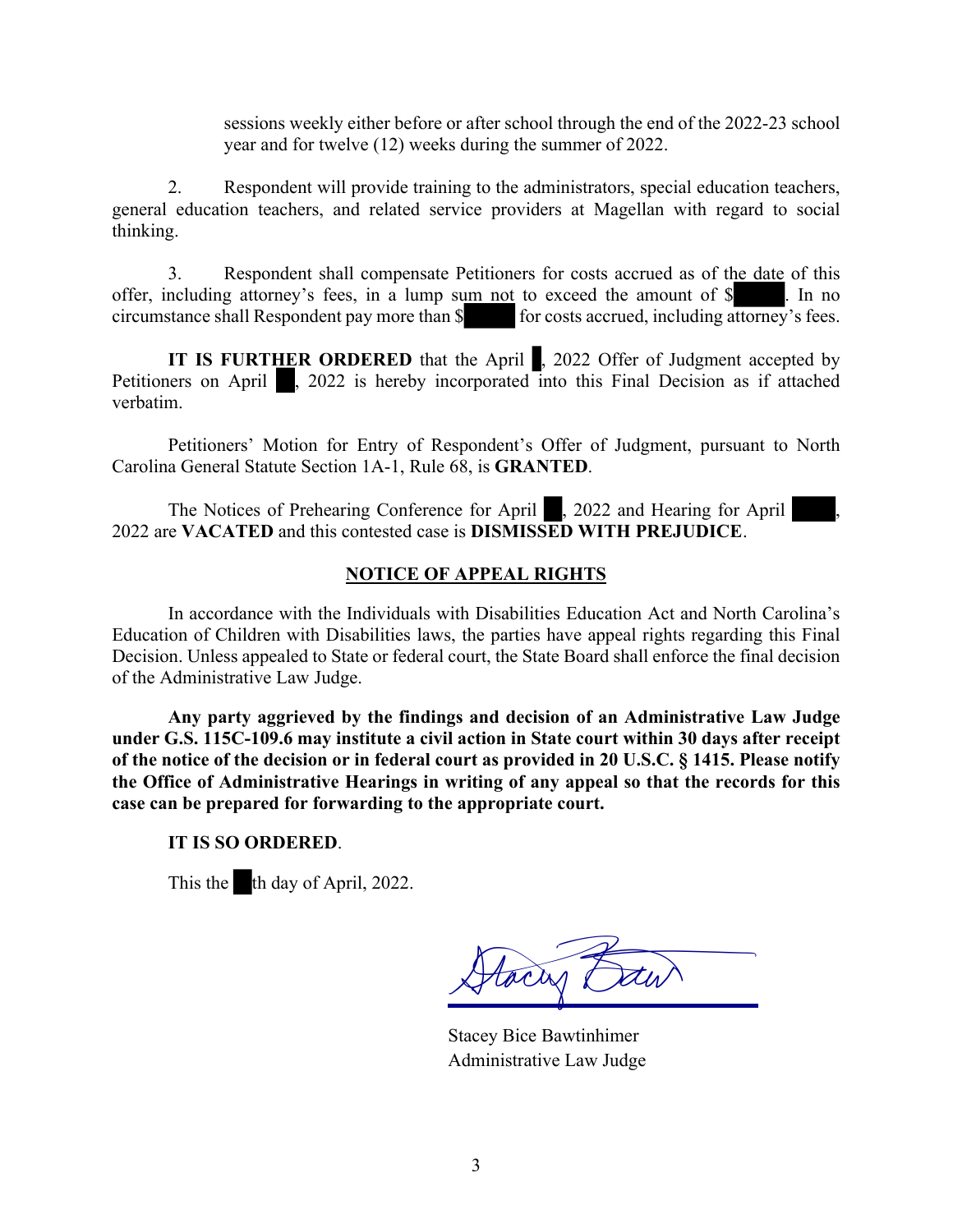sessions weekly either before or after school through the end of the 2022-23 school year and for twelve (12) weeks during the summer of 2022.

2. Respondent will provide training to the administrators, special education teachers, general education teachers, and related service providers at Magellan with regard to social thinking.

3. Respondent shall compensate Petitioners for costs accrued as of the date of this offer, including attorney's fees, in a lump sum not to exceed the amount of $█████. In no circumstance shall Respondent pay more than $█████ for costs accrued, including attorney's fees.

**IT IS FURTHER ORDERED** that the April █, 2022 Offer of Judgment accepted by Petitioners on April ██, 2022 is hereby incorporated into this Final Decision as if attached verbatim.

Petitioners' Motion for Entry of Respondent's Offer of Judgment, pursuant to North Carolina General Statute Section 1A-1, Rule 68, is **GRANTED**.

The Notices of Prehearing Conference for April ██, 2022 and Hearing for April ████, 2022 are **VACATED** and this contested case is **DISMISSED WITH PREJUDICE**.

## NOTICE OF APPEAL RIGHTS

In accordance with the Individuals with Disabilities Education Act and North Carolina's Education of Children with Disabilities laws, the parties have appeal rights regarding this Final Decision. Unless appealed to State or federal court, the State Board shall enforce the final decision of the Administrative Law Judge.

**Any party aggrieved by the findings and decision of an Administrative Law Judge under G.S. 115C-109.6 may institute a civil action in State court within 30 days after receipt of the notice of the decision or in federal court as provided in 20 U.S.C. § 1415. Please notify the Office of Administrative Hearings in writing of any appeal so that the records for this case can be prepared for forwarding to the appropriate court.**

**IT IS SO ORDERED**.

This the █th day of April, 2022.

Stacey Bice Bawtinhimer
Administrative Law Judge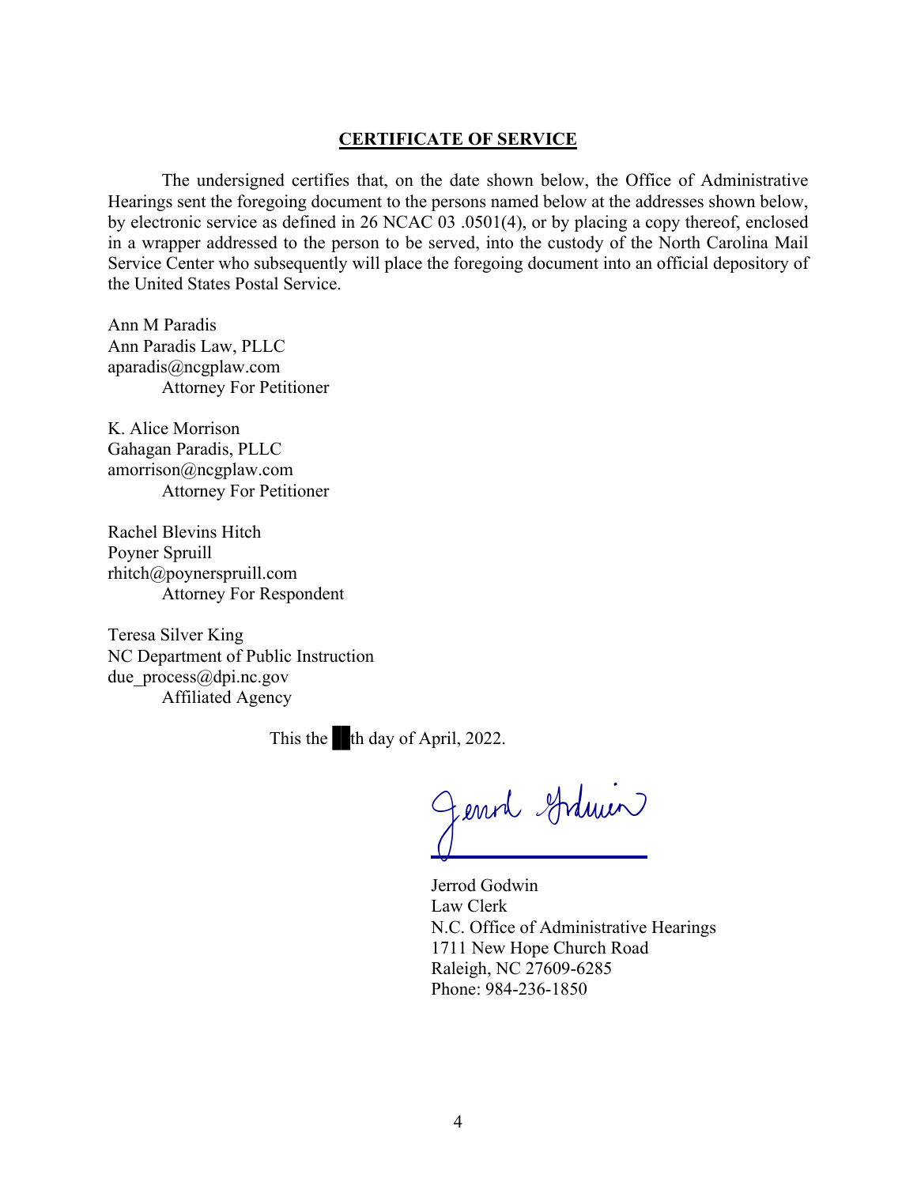## CERTIFICATE OF SERVICE

The undersigned certifies that, on the date shown below, the Office of Administrative Hearings sent the foregoing document to the persons named below at the addresses shown below, by electronic service as defined in 26 NCAC 03 .0501(4), or by placing a copy thereof, enclosed in a wrapper addressed to the person to be served, into the custody of the North Carolina Mail Service Center who subsequently will place the foregoing document into an official depository of the United States Postal Service.

Ann M Paradis
Ann Paradis Law, PLLC
aparadis@ncgplaw.com
Attorney For Petitioner

K. Alice Morrison
Gahagan Paradis, PLLC
amorrison@ncgplaw.com
Attorney For Petitioner

Rachel Blevins Hitch
Poyner Spruill
rhitch@poynerspruill.com
Attorney For Respondent

Teresa Silver King
NC Department of Public Instruction
due_process@dpi.nc.gov
Affiliated Agency

This the ██th day of April, 2022.

Jerrod Godwin
Law Clerk
N.C. Office of Administrative Hearings
1711 New Hope Church Road
Raleigh, NC 27609-6285
Phone: 984-236-1850